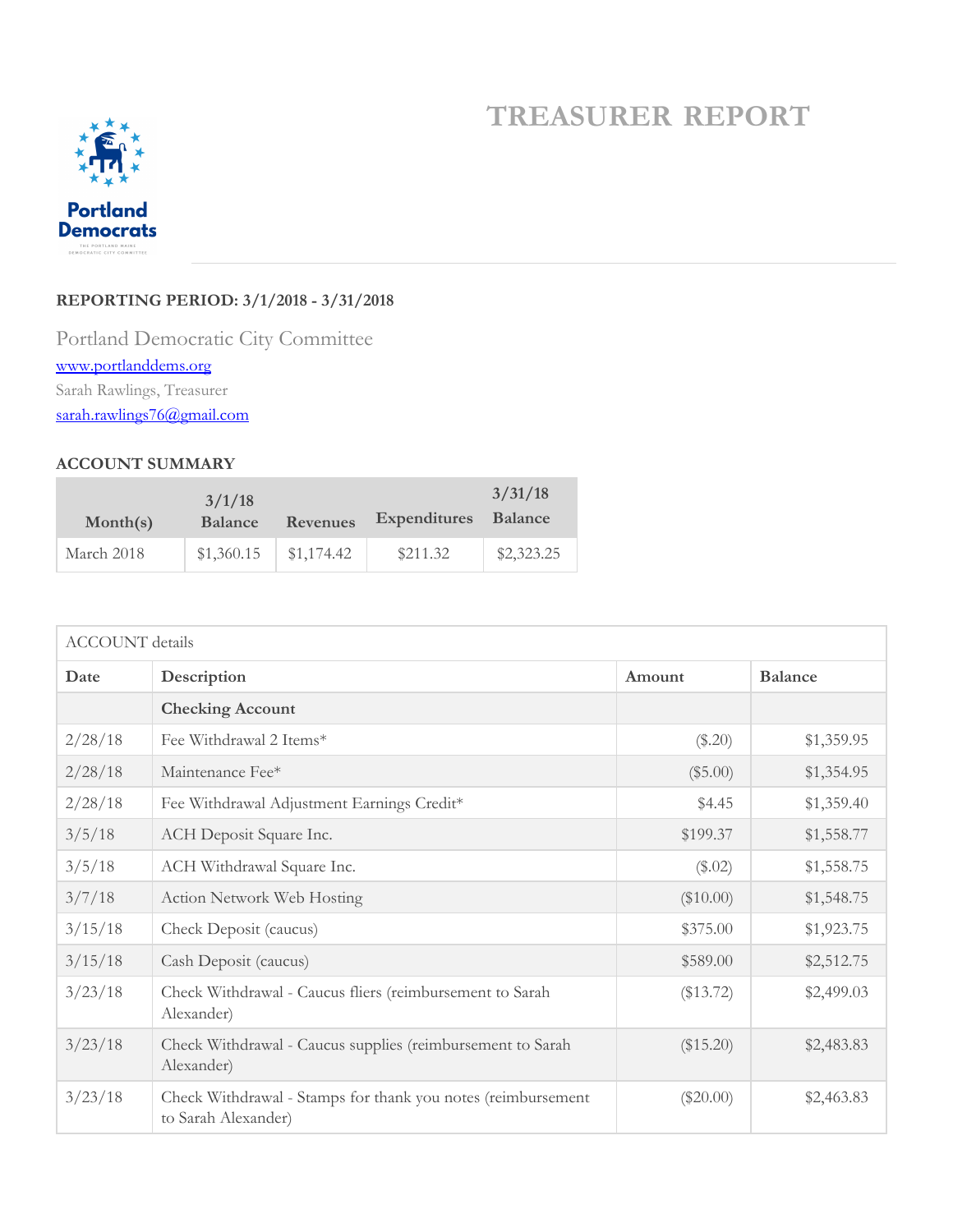# TREASURER REPORT

**REPORTING PERIOD: 3/1/2018 - 3/31/2018**

Portland Democratic City Committee

www.portlanddems.org

Sarah Rawlings, Treasurer

sarah.rawlings76@gmail.com

**ACCOUNT SUMMARY**

| Month(s) | 3/1/18 Balance | Revenues | Expenditures | 3/31/18 Balance |
|---|---|---|---|---|
| March 2018 | $1,360.15 | $1,174.42 | $211.32 | $2,323.25 |

| ACCOUNT details | | | |
|---|---|---|---|
| **Date** | **Description** | **Amount** | **Balance** |
| | **Checking Account** | | |
| 2/28/18 | Fee Withdrawal 2 Items* | ($.20) | $1,359.95 |
| 2/28/18 | Maintenance Fee* | ($5.00) | $1,354.95 |
| 2/28/18 | Fee Withdrawal Adjustment Earnings Credit* | $4.45 | $1,359.40 |
| 3/5/18 | ACH Deposit Square Inc. | $199.37 | $1,558.77 |
| 3/5/18 | ACH Withdrawal Square Inc. | ($.02) | $1,558.75 |
| 3/7/18 | Action Network Web Hosting | ($10.00) | $1,548.75 |
| 3/15/18 | Check Deposit (caucus) | $375.00 | $1,923.75 |
| 3/15/18 | Cash Deposit (caucus) | $589.00 | $2,512.75 |
| 3/23/18 | Check Withdrawal - Caucus fliers (reimbursement to Sarah Alexander) | ($13.72) | $2,499.03 |
| 3/23/18 | Check Withdrawal - Caucus supplies (reimbursement to Sarah Alexander) | ($15.20) | $2,483.83 |
| 3/23/18 | Check Withdrawal - Stamps for thank you notes (reimbursement to Sarah Alexander) | ($20.00) | $2,463.83 |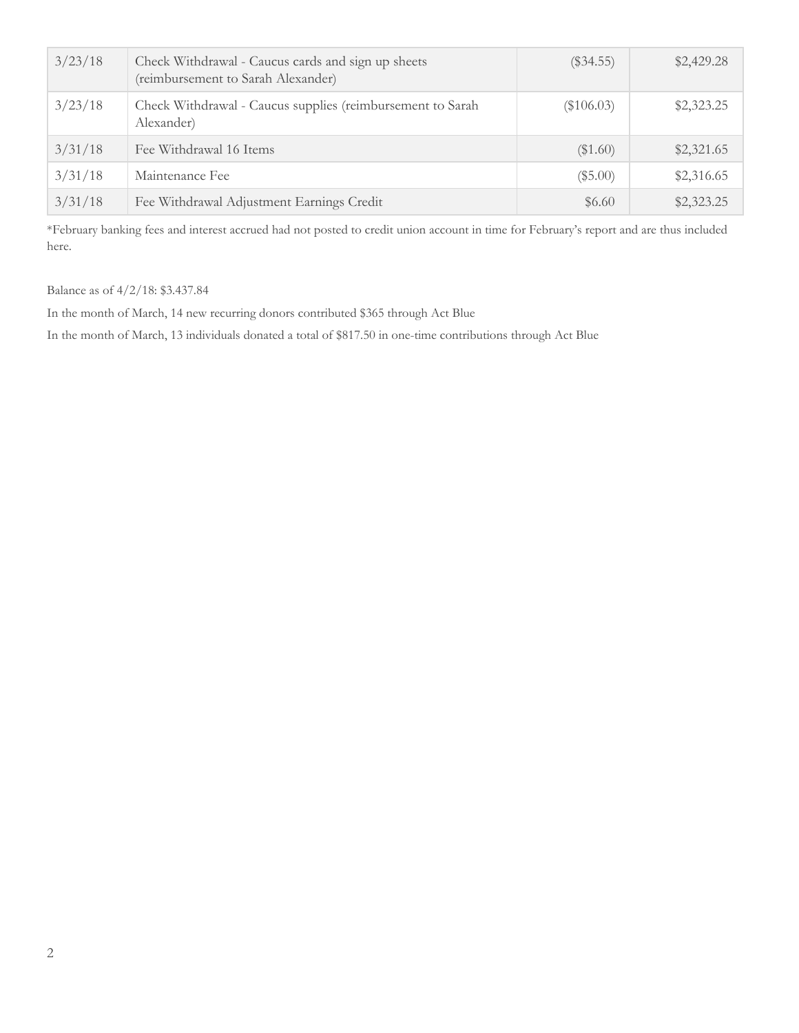| | | | |
|---|---|---|---|
| 3/23/18 | Check Withdrawal - Caucus cards and sign up sheets (reimbursement to Sarah Alexander) | ($34.55) | $2,429.28 |
| 3/23/18 | Check Withdrawal - Caucus supplies (reimbursement to Sarah Alexander) | ($106.03) | $2,323.25 |
| 3/31/18 | Fee Withdrawal 16 Items | ($1.60) | $2,321.65 |
| 3/31/18 | Maintenance Fee | ($5.00) | $2,316.65 |
| 3/31/18 | Fee Withdrawal Adjustment Earnings Credit | $6.60 | $2,323.25 |

*February banking fees and interest accrued had not posted to credit union account in time for February's report and are thus included here.

Balance as of 4/2/18: $3.437.84

In the month of March, 14 new recurring donors contributed $365 through Act Blue

In the month of March, 13 individuals donated a total of $817.50 in one-time contributions through Act Blue